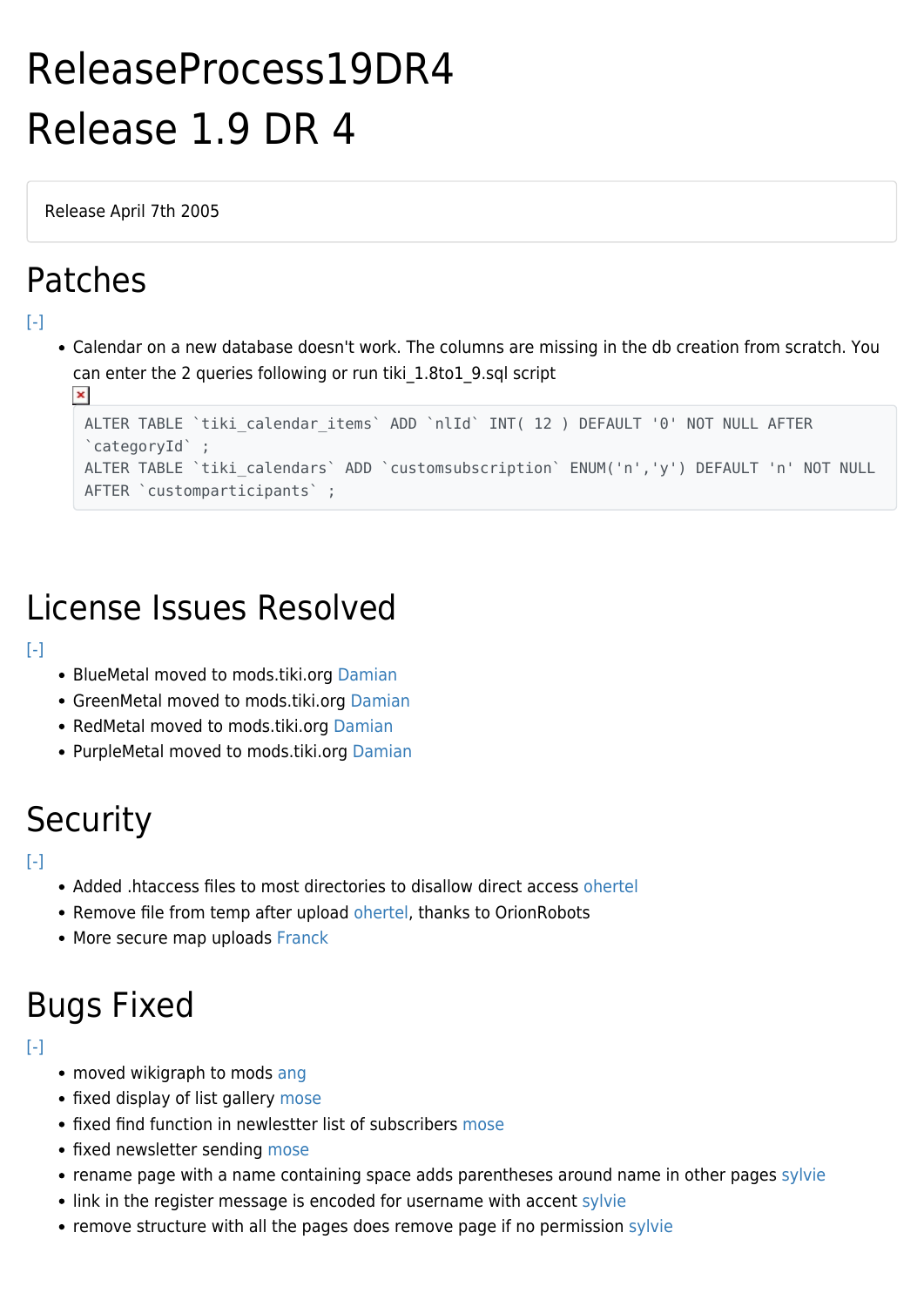# ReleaseProcess19DR4

# Release 1.9 DR 4

Release April 7th 2005

## Patches

[-]

- Calendar on a new database doesn't work. The columns are missing in the db creation from scratch. You can enter the 2 queries following or run tiki_1.8to1_9.sql script

```
ALTER TABLE `tiki_calendar_items` ADD `nlId` INT( 12 ) DEFAULT '0' NOT NULL AFTER `categoryId` ;
ALTER TABLE `tiki_calendars` ADD `customsubscription` ENUM('n','y') DEFAULT 'n' NOT NULL AFTER `customparticipants` ;
```

## License Issues Resolved

[-]

- BlueMetal moved to mods.tiki.org Damian
- GreenMetal moved to mods.tiki.org Damian
- RedMetal moved to mods.tiki.org Damian
- PurpleMetal moved to mods.tiki.org Damian

## Security

[-]

- Added .htaccess files to most directories to disallow direct access ohertel
- Remove file from temp after upload ohertel, thanks to OrionRobots
- More secure map uploads Franck

## Bugs Fixed

[-]

- moved wikigraph to mods ang
- fixed display of list gallery mose
- fixed find function in newlestter list of subscribers mose
- fixed newsletter sending mose
- rename page with a name containing space adds parentheses around name in other pages sylvie
- link in the register message is encoded for username with accent sylvie
- remove structure with all the pages does remove page if no permission sylvie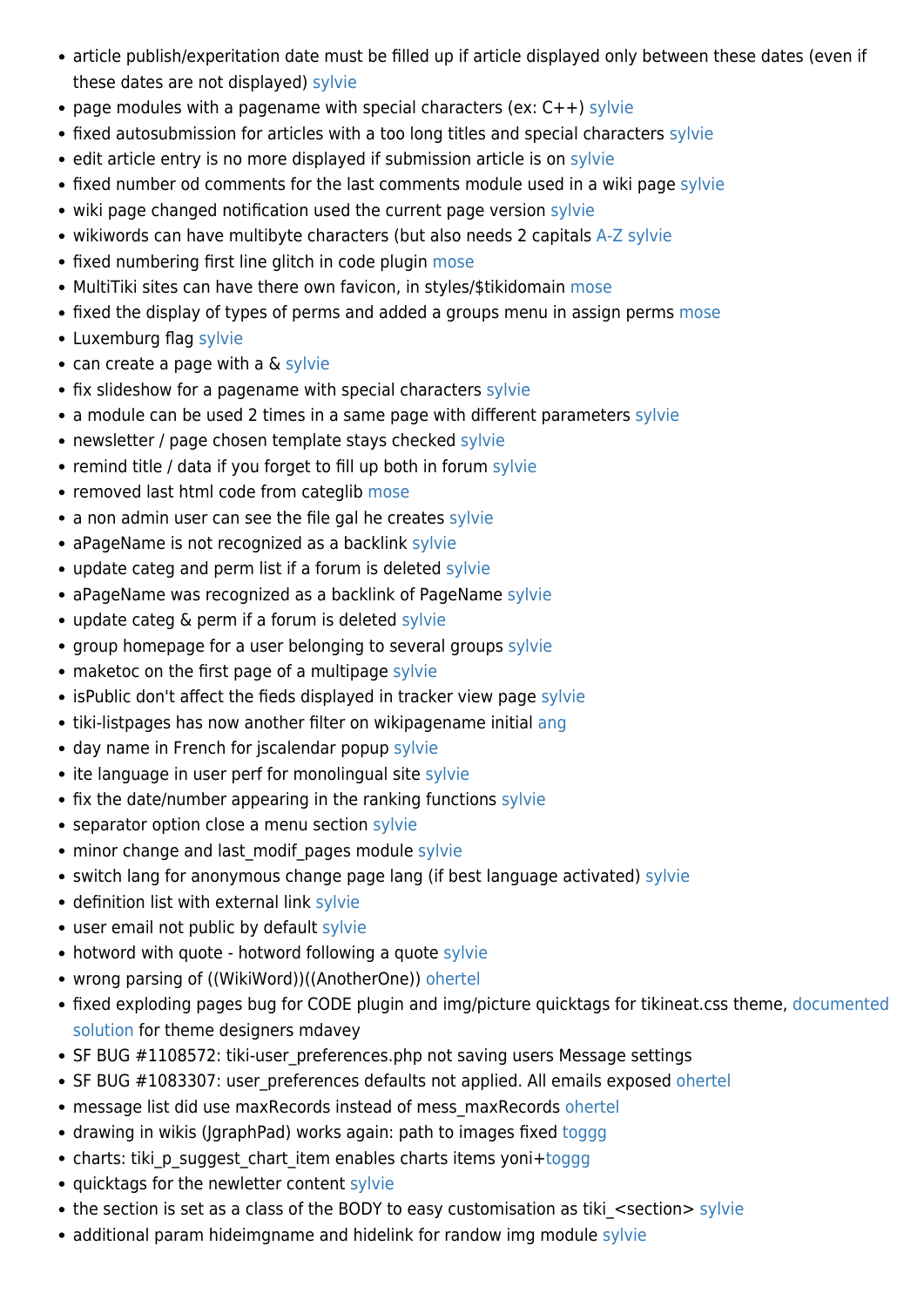- article publish/experitation date must be filled up if article displayed only between these dates (even if these dates are not displayed) sylvie
- page modules with a pagename with special characters (ex: C++) sylvie
- fixed autosubmission for articles with a too long titles and special characters sylvie
- edit article entry is no more displayed if submission article is on sylvie
- fixed number od comments for the last comments module used in a wiki page sylvie
- wiki page changed notification used the current page version sylvie
- wikiwords can have multibyte characters (but also needs 2 capitals A-Z sylvie
- fixed numbering first line glitch in code plugin mose
- MultiTiki sites can have there own favicon, in styles/$tikidomain mose
- fixed the display of types of perms and added a groups menu in assign perms mose
- Luxemburg flag sylvie
- can create a page with a & sylvie
- fix slideshow for a pagename with special characters sylvie
- a module can be used 2 times in a same page with different parameters sylvie
- newsletter / page chosen template stays checked sylvie
- remind title / data if you forget to fill up both in forum sylvie
- removed last html code from categlib mose
- a non admin user can see the file gal he creates sylvie
- aPageName is not recognized as a backlink sylvie
- update categ and perm list if a forum is deleted sylvie
- aPageName was recognized as a backlink of PageName sylvie
- update categ & perm if a forum is deleted sylvie
- group homepage for a user belonging to several groups sylvie
- maketoc on the first page of a multipage sylvie
- isPublic don't affect the fieds displayed in tracker view page sylvie
- tiki-listpages has now another filter on wikipagename initial ang
- day name in French for jscalendar popup sylvie
- ite language in user perf for monolingual site sylvie
- fix the date/number appearing in the ranking functions sylvie
- separator option close a menu section sylvie
- minor change and last_modif_pages module sylvie
- switch lang for anonymous change page lang (if best language activated) sylvie
- definition list with external link sylvie
- user email not public by default sylvie
- hotword with quote - hotword following a quote sylvie
- wrong parsing of ((WikiWord))((AnotherOne)) ohertel
- fixed exploding pages bug for CODE plugin and img/picture quicktags for tikineat.css theme, documented solution for theme designers mdavey
- SF BUG #1108572: tiki-user_preferences.php not saving users Message settings
- SF BUG #1083307: user_preferences defaults not applied. All emails exposed ohertel
- message list did use maxRecords instead of mess_maxRecords ohertel
- drawing in wikis (JgraphPad) works again: path to images fixed toggg
- charts: tiki_p_suggest_chart_item enables charts items yoni+toggg
- quicktags for the newletter content sylvie
- the section is set as a class of the BODY to easy customisation as tiki_<section> sylvie
- additional param hideimgname and hidelink for randow img module sylvie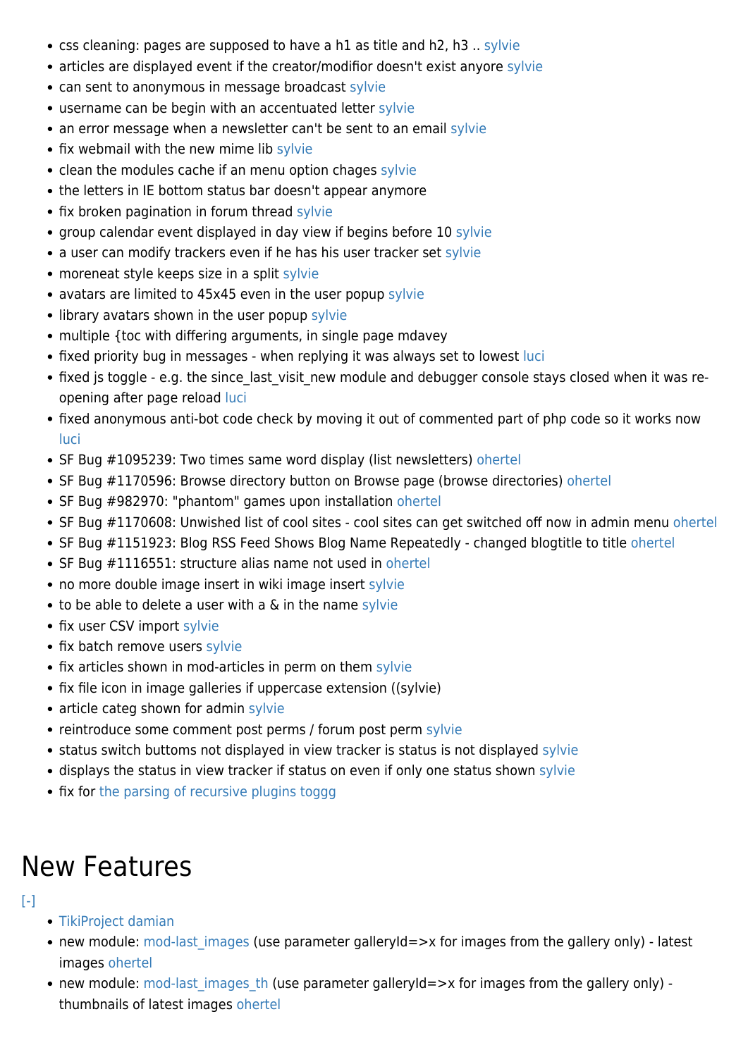- css cleaning: pages are supposed to have a h1 as title and h2, h3 .. sylvie
- articles are displayed event if the creator/modifior doesn't exist anyore sylvie
- can sent to anonymous in message broadcast sylvie
- username can be begin with an accentuated letter sylvie
- an error message when a newsletter can't be sent to an email sylvie
- fix webmail with the new mime lib sylvie
- clean the modules cache if an menu option chages sylvie
- the letters in IE bottom status bar doesn't appear anymore
- fix broken pagination in forum thread sylvie
- group calendar event displayed in day view if begins before 10 sylvie
- a user can modify trackers even if he has his user tracker set sylvie
- moreneat style keeps size in a split sylvie
- avatars are limited to 45x45 even in the user popup sylvie
- library avatars shown in the user popup sylvie
- multiple {toc with differing arguments, in single page mdavey
- fixed priority bug in messages - when replying it was always set to lowest luci
- fixed js toggle - e.g. the since_last_visit_new module and debugger console stays closed when it was re-opening after page reload luci
- fixed anonymous anti-bot code check by moving it out of commented part of php code so it works now luci
- SF Bug #1095239: Two times same word display (list newsletters) ohertel
- SF Bug #1170596: Browse directory button on Browse page (browse directories) ohertel
- SF Bug #982970: "phantom" games upon installation ohertel
- SF Bug #1170608: Unwished list of cool sites - cool sites can get switched off now in admin menu ohertel
- SF Bug #1151923: Blog RSS Feed Shows Blog Name Repeatedly - changed blogtitle to title ohertel
- SF Bug #1116551: structure alias name not used in ohertel
- no more double image insert in wiki image insert sylvie
- to be able to delete a user with a & in the name sylvie
- fix user CSV import sylvie
- fix batch remove users sylvie
- fix articles shown in mod-articles in perm on them sylvie
- fix file icon in image galleries if uppercase extension ((sylvie)
- article categ shown for admin sylvie
- reintroduce some comment post perms / forum post perm sylvie
- status switch buttoms not displayed in view tracker is status is not displayed sylvie
- displays the status in view tracker if status on even if only one status shown sylvie
- fix for the parsing of recursive plugins toggg

# New Features

[-]

- TikiProject damian
- new module: mod-last_images (use parameter galleryId=>x for images from the gallery only) - latest images ohertel
- new module: mod-last_images_th (use parameter galleryId=>x for images from the gallery only) - thumbnails of latest images ohertel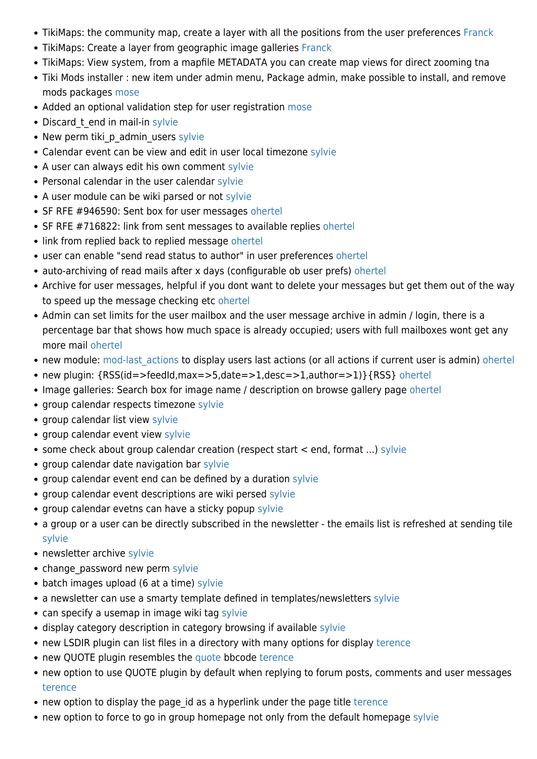- TikiMaps: the community map, create a layer with all the positions from the user preferences Franck
- TikiMaps: Create a layer from geographic image galleries Franck
- TikiMaps: View system, from a mapfile METADATA you can create map views for direct zooming tna
- Tiki Mods installer : new item under admin menu, Package admin, make possible to install, and remove mods packages mose
- Added an optional validation step for user registration mose
- Discard_t_end in mail-in sylvie
- New perm tiki_p_admin_users sylvie
- Calendar event can be view and edit in user local timezone sylvie
- A user can always edit his own comment sylvie
- Personal calendar in the user calendar sylvie
- A user module can be wiki parsed or not sylvie
- SF RFE #946590: Sent box for user messages ohertel
- SF RFE #716822: link from sent messages to available replies ohertel
- link from replied back to replied message ohertel
- user can enable "send read status to author" in user preferences ohertel
- auto-archiving of read mails after x days (configurable ob user prefs) ohertel
- Archive for user messages, helpful if you dont want to delete your messages but get them out of the way to speed up the message checking etc ohertel
- Admin can set limits for the user mailbox and the user message archive in admin / login, there is a percentage bar that shows how much space is already occupied; users with full mailboxes wont get any more mail ohertel
- new module: mod-last_actions to display users last actions (or all actions if current user is admin) ohertel
- new plugin: {RSS(id=>feedId,max=>5,date=>1,desc=>1,author=>1)}{RSS} ohertel
- Image galleries: Search box for image name / description on browse gallery page ohertel
- group calendar respects timezone sylvie
- group calendar list view sylvie
- group calendar event view sylvie
- some check about group calendar creation (respect start < end, format ...) sylvie
- group calendar date navigation bar sylvie
- group calendar event end can be defined by a duration sylvie
- group calendar event descriptions are wiki persed sylvie
- group calendar evetns can have a sticky popup sylvie
- a group or a user can be directly subscribed in the newsletter - the emails list is refreshed at sending tile sylvie
- newsletter archive sylvie
- change_password new perm sylvie
- batch images upload (6 at a time) sylvie
- a newsletter can use a smarty template defined in templates/newsletters sylvie
- can specify a usemap in image wiki tag sylvie
- display category description in category browsing if available sylvie
- new LSDIR plugin can list files in a directory with many options for display terence
- new QUOTE plugin resembles the quote bbcode terence
- new option to use QUOTE plugin by default when replying to forum posts, comments and user messages terence
- new option to display the page_id as a hyperlink under the page title terence
- new option to force to go in group homepage not only from the default homepage sylvie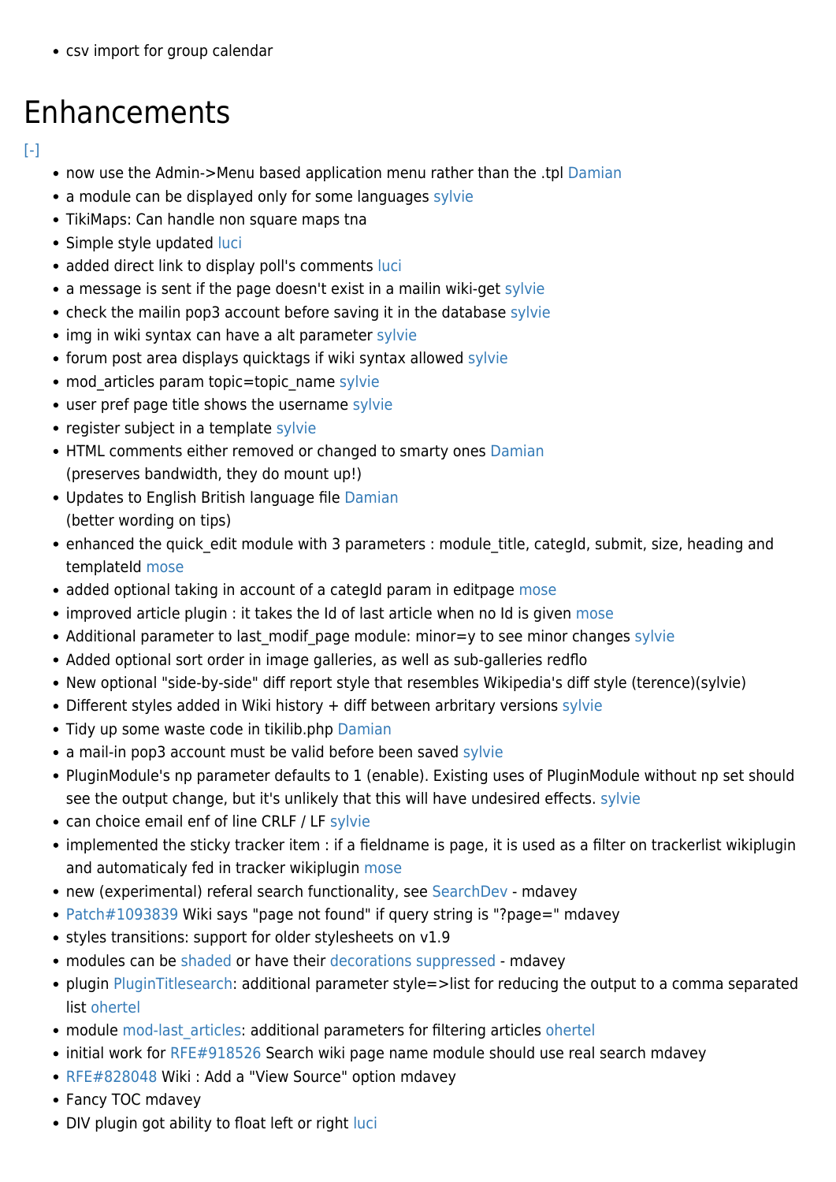- csv import for group calendar

# Enhancements

[-]

- now use the Admin->Menu based application menu rather than the .tpl Damian
- a module can be displayed only for some languages sylvie
- TikiMaps: Can handle non square maps tna
- Simple style updated luci
- added direct link to display poll's comments luci
- a message is sent if the page doesn't exist in a mailin wiki-get sylvie
- check the mailin pop3 account before saving it in the database sylvie
- img in wiki syntax can have a alt parameter sylvie
- forum post area displays quicktags if wiki syntax allowed sylvie
- mod_articles param topic=topic_name sylvie
- user pref page title shows the username sylvie
- register subject in a template sylvie
- HTML comments either removed or changed to smarty ones Damian
  (preserves bandwidth, they do mount up!)
- Updates to English British language file Damian
  (better wording on tips)
- enhanced the quick_edit module with 3 parameters : module_title, categId, submit, size, heading and templateId mose
- added optional taking in account of a categId param in editpage mose
- improved article plugin : it takes the Id of last article when no Id is given mose
- Additional parameter to last_modif_page module: minor=y to see minor changes sylvie
- Added optional sort order in image galleries, as well as sub-galleries redflo
- New optional "side-by-side" diff report style that resembles Wikipedia's diff style (terence)(sylvie)
- Different styles added in Wiki history + diff between arbritary versions sylvie
- Tidy up some waste code in tikilib.php Damian
- a mail-in pop3 account must be valid before been saved sylvie
- PluginModule's np parameter defaults to 1 (enable). Existing uses of PluginModule without np set should see the output change, but it's unlikely that this will have undesired effects. sylvie
- can choice email enf of line CRLF / LF sylvie
- implemented the sticky tracker item : if a fieldname is page, it is used as a filter on trackerlist wikiplugin and automaticaly fed in tracker wikiplugin mose
- new (experimental) referal search functionality, see SearchDev - mdavey
- Patch#1093839 Wiki says "page not found" if query string is "?page=" mdavey
- styles transitions: support for older stylesheets on v1.9
- modules can be shaded or have their decorations suppressed - mdavey
- plugin PluginTitlesearch: additional parameter style=>list for reducing the output to a comma separated list ohertel
- module mod-last_articles: additional parameters for filtering articles ohertel
- initial work for RFE#918526 Search wiki page name module should use real search mdavey
- RFE#828048 Wiki : Add a "View Source" option mdavey
- Fancy TOC mdavey
- DIV plugin got ability to float left or right luci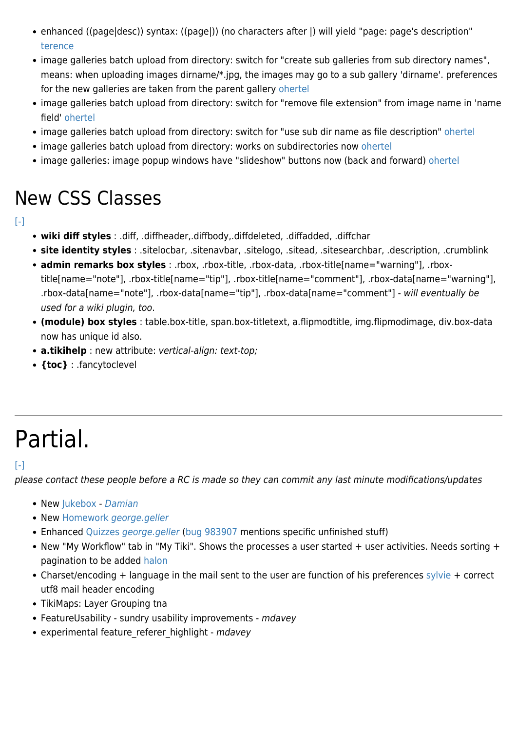- enhanced ((page|desc)) syntax: ((page|)) (no characters after |) will yield "page: page's description" terence
- image galleries batch upload from directory: switch for "create sub galleries from sub directory names", means: when uploading images dirname/*.jpg, the images may go to a sub gallery 'dirname'. preferences for the new galleries are taken from the parent gallery ohertel
- image galleries batch upload from directory: switch for "remove file extension" from image name in 'name field' ohertel
- image galleries batch upload from directory: switch for "use sub dir name as file description" ohertel
- image galleries batch upload from directory: works on subdirectories now ohertel
- image galleries: image popup windows have "slideshow" buttons now (back and forward) ohertel

# New CSS Classes

[-]

- **wiki diff styles** : .diff, .diffheader,.diffbody,.diffdeleted, .diffadded, .diffchar
- **site identity styles** : .sitelocbar, .sitenavbar, .sitelogo, .sitead, .sitesearchbar, .description, .crumblink
- **admin remarks box styles** : .rbox, .rbox-title, .rbox-data, .rbox-title[name="warning"], .rbox-title[name="note"], .rbox-title[name="tip"], .rbox-title[name="comment"], .rbox-data[name="warning"], .rbox-data[name="note"], .rbox-data[name="tip"], .rbox-data[name="comment"] - *will eventually be used for a wiki plugin, too*.
- **(module) box styles** : table.box-title, span.box-titletext, a.flipmodtitle, img.flipmodimage, div.box-data now has unique id also.
- **a.tikihelp** : new attribute: *vertical-align: text-top;*
- **{toc}** : .fancytoclevel

---

# Partial.

[-]

*please contact these people before a RC is made so they can commit any last minute modifications/updates*

- New Jukebox - *Damian*
- New Homework *george.geller*
- Enhanced Quizzes *george.geller* (bug 983907 mentions specific unfinished stuff)
- New "My Workflow" tab in "My Tiki". Shows the processes a user started + user activities. Needs sorting + pagination to be added halon
- Charset/encoding + language in the mail sent to the user are function of his preferences sylvie + correct utf8 mail header encoding
- TikiMaps: Layer Grouping tna
- FeatureUsability - sundry usability improvements - *mdavey*
- experimental feature_referer_highlight - *mdavey*